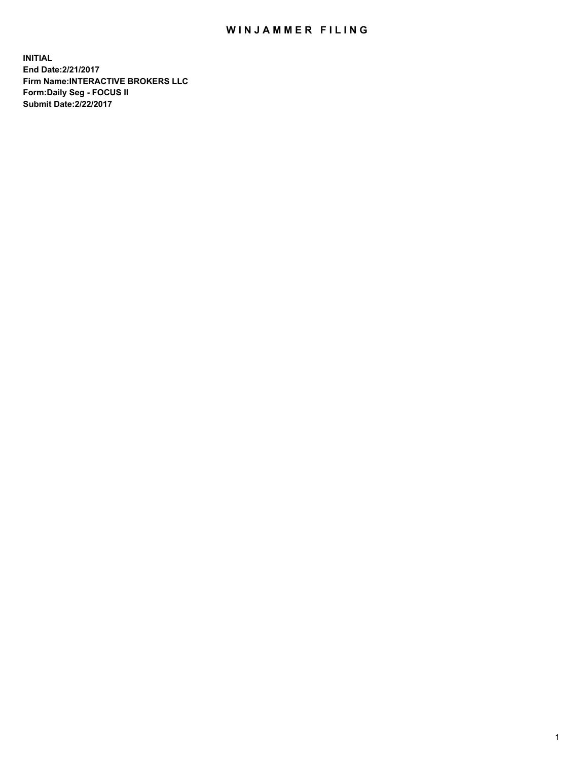# WINJAMMER FILING

**INITIAL**
**End Date:2/21/2017**
**Firm Name:INTERACTIVE BROKERS LLC**
**Form:Daily Seg - FOCUS II**
**Submit Date:2/22/2017**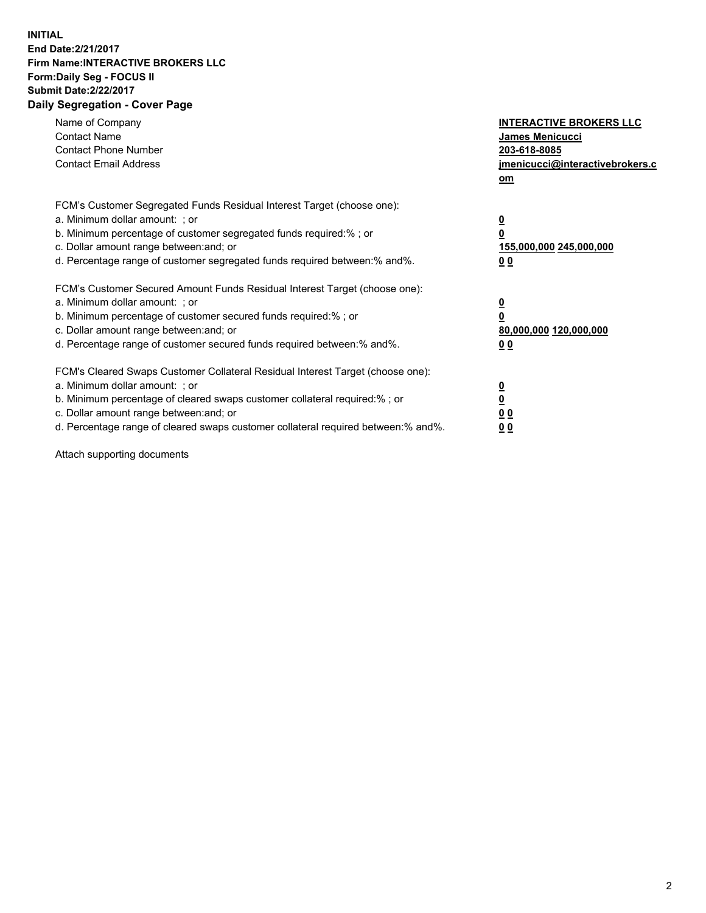**INITIAL**
**End Date:2/21/2017**
**Firm Name:INTERACTIVE BROKERS LLC**
**Form:Daily Seg - FOCUS II**
**Submit Date:2/22/2017**
**Daily Segregation - Cover Page**

| | |
|---|---|
| Name of Company | **INTERACTIVE BROKERS LLC** |
| Contact Name | **James Menicucci** |
| Contact Phone Number | **203-618-8085** |
| Contact Email Address | **jmenicucci@interactivebrokers.com** |

FCM's Customer Segregated Funds Residual Interest Target (choose one):

| | |
|---|---|
| a. Minimum dollar amount: ; or | **0** |
| b. Minimum percentage of customer segregated funds required:% ; or | **0** |
| c. Dollar amount range between:and; or | **155,000,000 245,000,000** |
| d. Percentage range of customer segregated funds required between:% and%. | **0 0** |

FCM's Customer Secured Amount Funds Residual Interest Target (choose one):

| | |
|---|---|
| a. Minimum dollar amount: ; or | **0** |
| b. Minimum percentage of customer secured funds required:% ; or | **0** |
| c. Dollar amount range between:and; or | **80,000,000 120,000,000** |
| d. Percentage range of customer secured funds required between:% and%. | **0 0** |

FCM's Cleared Swaps Customer Collateral Residual Interest Target (choose one):

| | |
|---|---|
| a. Minimum dollar amount: ; or | **0** |
| b. Minimum percentage of cleared swaps customer collateral required:% ; or | **0** |
| c. Dollar amount range between:and; or | **0 0** |
| d. Percentage range of cleared swaps customer collateral required between:% and%. | **0 0** |

Attach supporting documents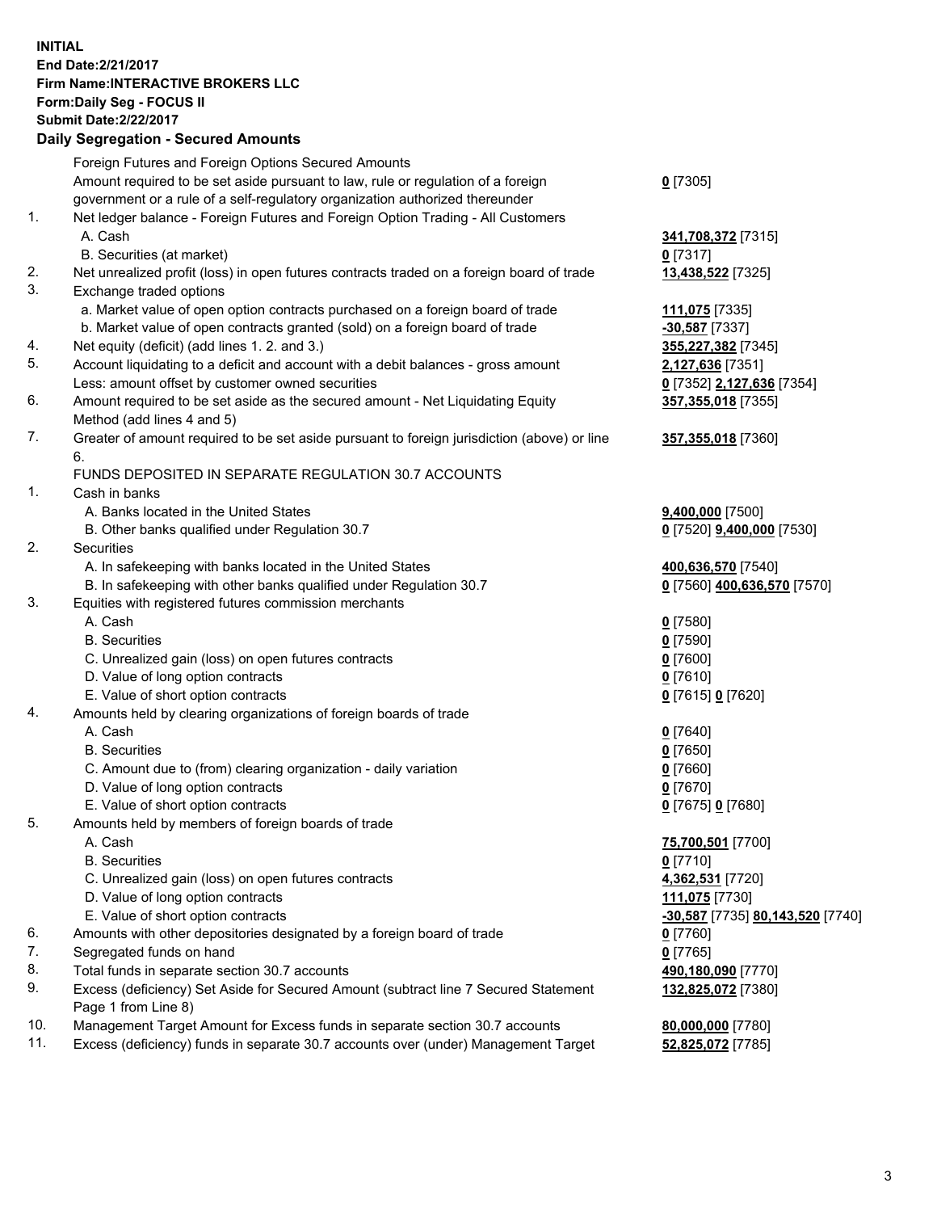**INITIAL**
**End Date:2/21/2017**
**Firm Name:INTERACTIVE BROKERS LLC**
**Form:Daily Seg - FOCUS II**
**Submit Date:2/22/2017**

## Daily Segregation - Secured Amounts

| | | |
|---|---|---|
| | Foreign Futures and Foreign Options Secured Amounts | |
| | Amount required to be set aside pursuant to law, rule or regulation of a foreign government or a rule of a self-regulatory organization authorized thereunder | **0** [7305] |
| 1. | Net ledger balance - Foreign Futures and Foreign Option Trading - All Customers | |
| | A. Cash | **341,708,372** [7315] |
| | B. Securities (at market) | **0** [7317] |
| 2. | Net unrealized profit (loss) in open futures contracts traded on a foreign board of trade | **13,438,522** [7325] |
| 3. | Exchange traded options | |
| | a. Market value of open option contracts purchased on a foreign board of trade | **111,075** [7335] |
| | b. Market value of open contracts granted (sold) on a foreign board of trade | **-30,587** [7337] |
| 4. | Net equity (deficit) (add lines 1. 2. and 3.) | **355,227,382** [7345] |
| 5. | Account liquidating to a deficit and account with a debit balances - gross amount | **2,127,636** [7351] |
| | Less: amount offset by customer owned securities | **0** [7352] **2,127,636** [7354] |
| 6. | Amount required to be set aside as the secured amount - Net Liquidating Equity Method (add lines 4 and 5) | **357,355,018** [7355] |
| 7. | Greater of amount required to be set aside pursuant to foreign jurisdiction (above) or line 6. | **357,355,018** [7360] |
| | FUNDS DEPOSITED IN SEPARATE REGULATION 30.7 ACCOUNTS | |
| 1. | Cash in banks | |
| | A. Banks located in the United States | **9,400,000** [7500] |
| | B. Other banks qualified under Regulation 30.7 | **0** [7520] **9,400,000** [7530] |
| 2. | Securities | |
| | A. In safekeeping with banks located in the United States | **400,636,570** [7540] |
| | B. In safekeeping with other banks qualified under Regulation 30.7 | **0** [7560] **400,636,570** [7570] |
| 3. | Equities with registered futures commission merchants | |
| | A. Cash | **0** [7580] |
| | B. Securities | **0** [7590] |
| | C. Unrealized gain (loss) on open futures contracts | **0** [7600] |
| | D. Value of long option contracts | **0** [7610] |
| | E. Value of short option contracts | **0** [7615] **0** [7620] |
| 4. | Amounts held by clearing organizations of foreign boards of trade | |
| | A. Cash | **0** [7640] |
| | B. Securities | **0** [7650] |
| | C. Amount due to (from) clearing organization - daily variation | **0** [7660] |
| | D. Value of long option contracts | **0** [7670] |
| | E. Value of short option contracts | **0** [7675] **0** [7680] |
| 5. | Amounts held by members of foreign boards of trade | |
| | A. Cash | **75,700,501** [7700] |
| | B. Securities | **0** [7710] |
| | C. Unrealized gain (loss) on open futures contracts | **4,362,531** [7720] |
| | D. Value of long option contracts | **111,075** [7730] |
| | E. Value of short option contracts | **-30,587** [7735] **80,143,520** [7740] |
| 6. | Amounts with other depositories designated by a foreign board of trade | **0** [7760] |
| 7. | Segregated funds on hand | **0** [7765] |
| 8. | Total funds in separate section 30.7 accounts | **490,180,090** [7770] |
| 9. | Excess (deficiency) Set Aside for Secured Amount (subtract line 7 Secured Statement Page 1 from Line 8) | **132,825,072** [7380] |
| 10. | Management Target Amount for Excess funds in separate section 30.7 accounts | **80,000,000** [7780] |
| 11. | Excess (deficiency) funds in separate 30.7 accounts over (under) Management Target | **52,825,072** [7785] |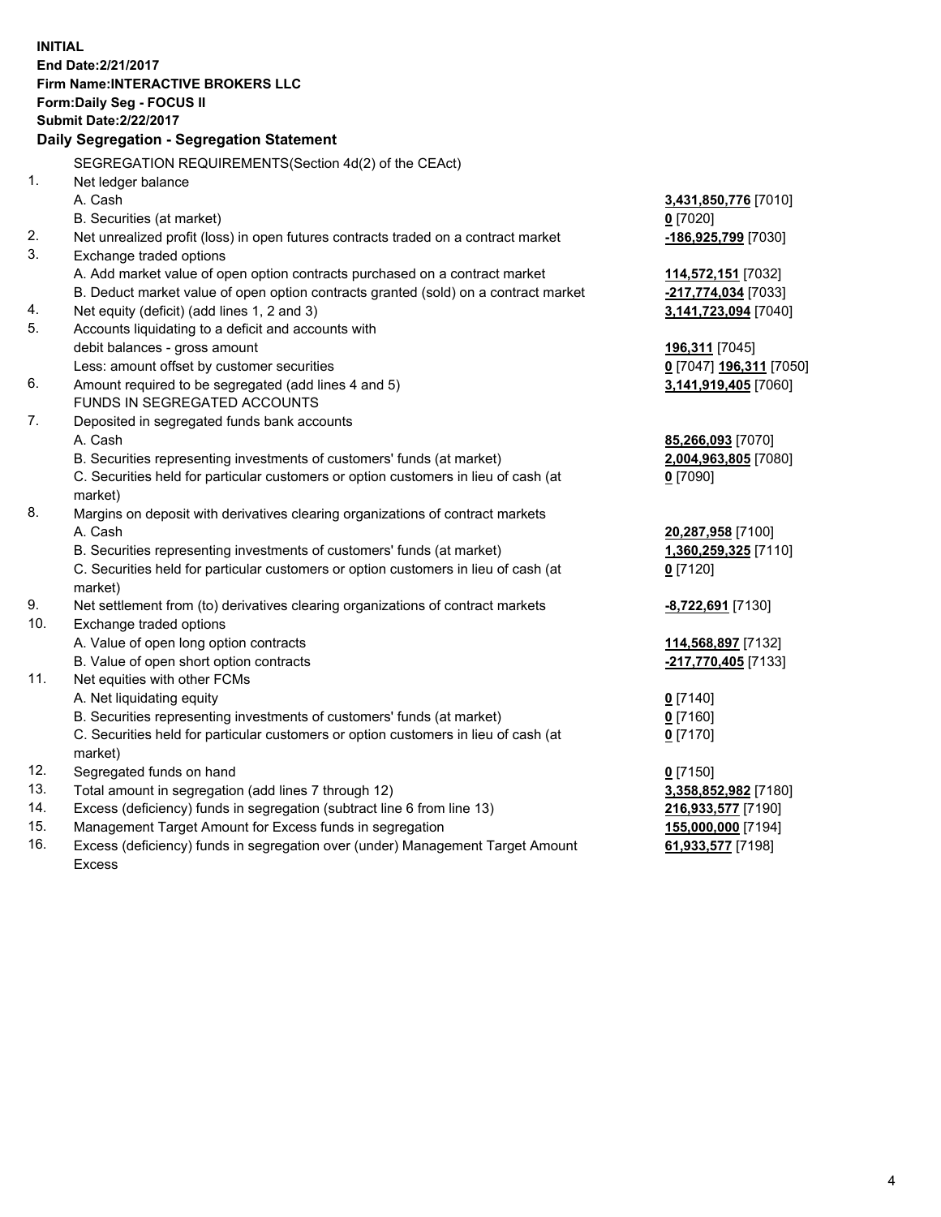**INITIAL**
**End Date:2/21/2017**
**Firm Name:INTERACTIVE BROKERS LLC**
**Form:Daily Seg - FOCUS II**
**Submit Date:2/22/2017**

**Daily Segregation - Segregation Statement**

| | | |
|---|---|---|
| | SEGREGATION REQUIREMENTS(Section 4d(2) of the CEAct) | |
| 1. | Net ledger balance | |
| | A. Cash | 3,431,850,776 [7010] |
| | B. Securities (at market) | 0 [7020] |
| 2. | Net unrealized profit (loss) in open futures contracts traded on a contract market | -186,925,799 [7030] |
| 3. | Exchange traded options | |
| | A. Add market value of open option contracts purchased on a contract market | 114,572,151 [7032] |
| | B. Deduct market value of open option contracts granted (sold) on a contract market | -217,774,034 [7033] |
| 4. | Net equity (deficit) (add lines 1, 2 and 3) | 3,141,723,094 [7040] |
| 5. | Accounts liquidating to a deficit and accounts with debit balances - gross amount | 196,311 [7045] |
| | Less: amount offset by customer securities | 0 [7047] 196,311 [7050] |
| 6. | Amount required to be segregated (add lines 4 and 5) | 3,141,919,405 [7060] |
| | FUNDS IN SEGREGATED ACCOUNTS | |
| 7. | Deposited in segregated funds bank accounts | |
| | A. Cash | 85,266,093 [7070] |
| | B. Securities representing investments of customers' funds (at market) | 2,004,963,805 [7080] |
| | C. Securities held for particular customers or option customers in lieu of cash (at market) | 0 [7090] |
| 8. | Margins on deposit with derivatives clearing organizations of contract markets | |
| | A. Cash | 20,287,958 [7100] |
| | B. Securities representing investments of customers' funds (at market) | 1,360,259,325 [7110] |
| | C. Securities held for particular customers or option customers in lieu of cash (at market) | 0 [7120] |
| 9. | Net settlement from (to) derivatives clearing organizations of contract markets | -8,722,691 [7130] |
| 10. | Exchange traded options | |
| | A. Value of open long option contracts | 114,568,897 [7132] |
| | B. Value of open short option contracts | -217,770,405 [7133] |
| 11. | Net equities with other FCMs | |
| | A. Net liquidating equity | 0 [7140] |
| | B. Securities representing investments of customers' funds (at market) | 0 [7160] |
| | C. Securities held for particular customers or option customers in lieu of cash (at market) | 0 [7170] |
| 12. | Segregated funds on hand | 0 [7150] |
| 13. | Total amount in segregation (add lines 7 through 12) | 3,358,852,982 [7180] |
| 14. | Excess (deficiency) funds in segregation (subtract line 6 from line 13) | 216,933,577 [7190] |
| 15. | Management Target Amount for Excess funds in segregation | 155,000,000 [7194] |
| 16. | Excess (deficiency) funds in segregation over (under) Management Target Amount Excess | 61,933,577 [7198] |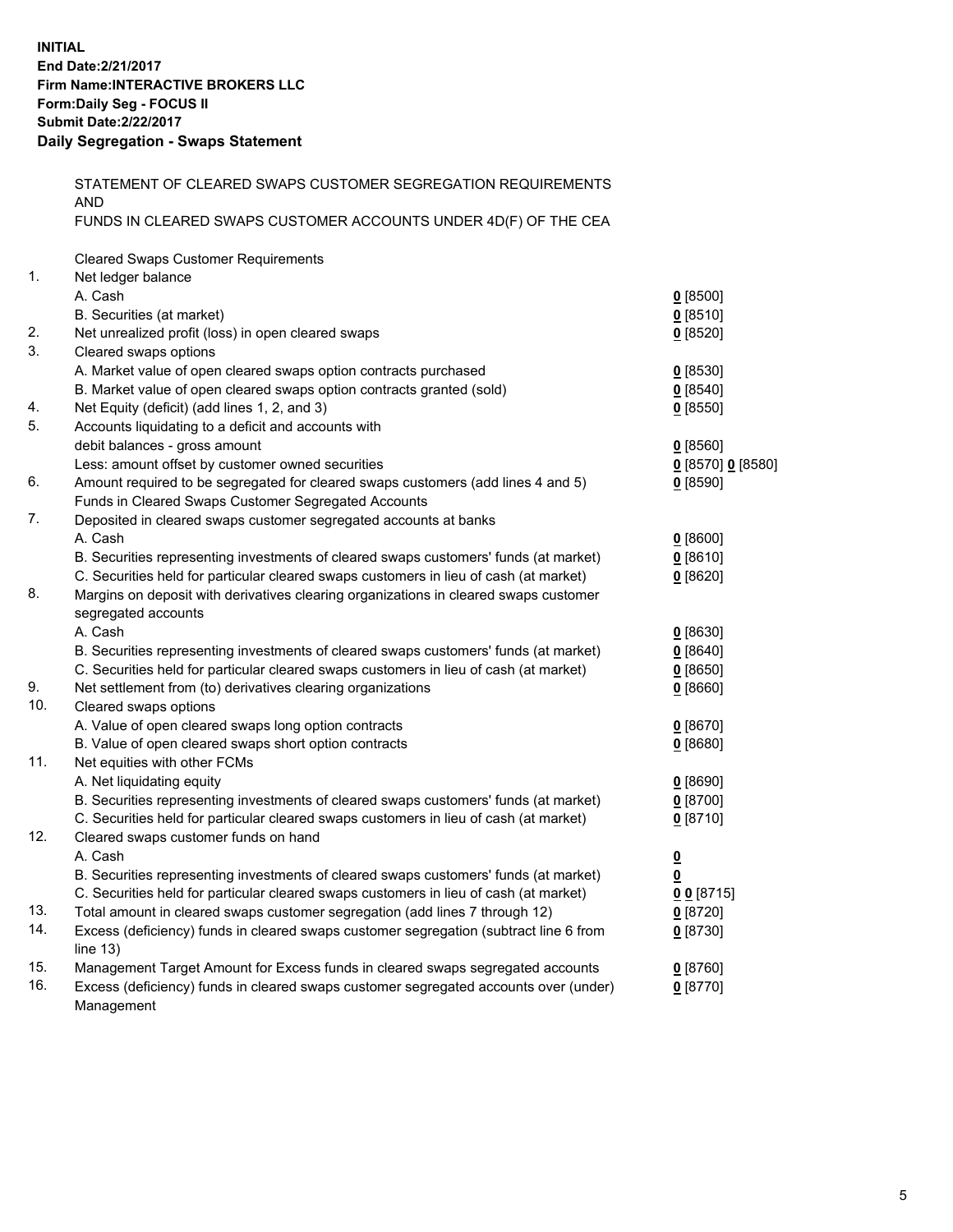**INITIAL**
**End Date:2/21/2017**
**Firm Name:INTERACTIVE BROKERS LLC**
**Form:Daily Seg - FOCUS II**
**Submit Date:2/22/2017**
**Daily Segregation - Swaps Statement**

STATEMENT OF CLEARED SWAPS CUSTOMER SEGREGATION REQUIREMENTS AND FUNDS IN CLEARED SWAPS CUSTOMER ACCOUNTS UNDER 4D(F) OF THE CEA

| | | |
|---|---|---|
| | Cleared Swaps Customer Requirements | |
| 1. | Net ledger balance | |
| | A. Cash | 0 [8500] |
| | B. Securities (at market) | 0 [8510] |
| 2. | Net unrealized profit (loss) in open cleared swaps | 0 [8520] |
| 3. | Cleared swaps options | |
| | A. Market value of open cleared swaps option contracts purchased | 0 [8530] |
| | B. Market value of open cleared swaps option contracts granted (sold) | 0 [8540] |
| 4. | Net Equity (deficit) (add lines 1, 2, and 3) | 0 [8550] |
| 5. | Accounts liquidating to a deficit and accounts with debit balances - gross amount | 0 [8560] |
| | Less: amount offset by customer owned securities | 0 [8570] 0 [8580] |
| 6. | Amount required to be segregated for cleared swaps customers (add lines 4 and 5) | 0 [8590] |
| | Funds in Cleared Swaps Customer Segregated Accounts | |
| 7. | Deposited in cleared swaps customer segregated accounts at banks | |
| | A. Cash | 0 [8600] |
| | B. Securities representing investments of cleared swaps customers' funds (at market) | 0 [8610] |
| | C. Securities held for particular cleared swaps customers in lieu of cash (at market) | 0 [8620] |
| 8. | Margins on deposit with derivatives clearing organizations in cleared swaps customer segregated accounts | |
| | A. Cash | 0 [8630] |
| | B. Securities representing investments of cleared swaps customers' funds (at market) | 0 [8640] |
| | C. Securities held for particular cleared swaps customers in lieu of cash (at market) | 0 [8650] |
| 9. | Net settlement from (to) derivatives clearing organizations | 0 [8660] |
| 10. | Cleared swaps options | |
| | A. Value of open cleared swaps long option contracts | 0 [8670] |
| | B. Value of open cleared swaps short option contracts | 0 [8680] |
| 11. | Net equities with other FCMs | |
| | A. Net liquidating equity | 0 [8690] |
| | B. Securities representing investments of cleared swaps customers' funds (at market) | 0 [8700] |
| | C. Securities held for particular cleared swaps customers in lieu of cash (at market) | 0 [8710] |
| 12. | Cleared swaps customer funds on hand | |
| | A. Cash | 0 |
| | B. Securities representing investments of cleared swaps customers' funds (at market) | 0 |
| | C. Securities held for particular cleared swaps customers in lieu of cash (at market) | 0 0 [8715] |
| 13. | Total amount in cleared swaps customer segregation (add lines 7 through 12) | 0 [8720] |
| 14. | Excess (deficiency) funds in cleared swaps customer segregation (subtract line 6 from line 13) | 0 [8730] |
| 15. | Management Target Amount for Excess funds in cleared swaps segregated accounts | 0 [8760] |
| 16. | Excess (deficiency) funds in cleared swaps customer segregated accounts over (under) Management | 0 [8770] |